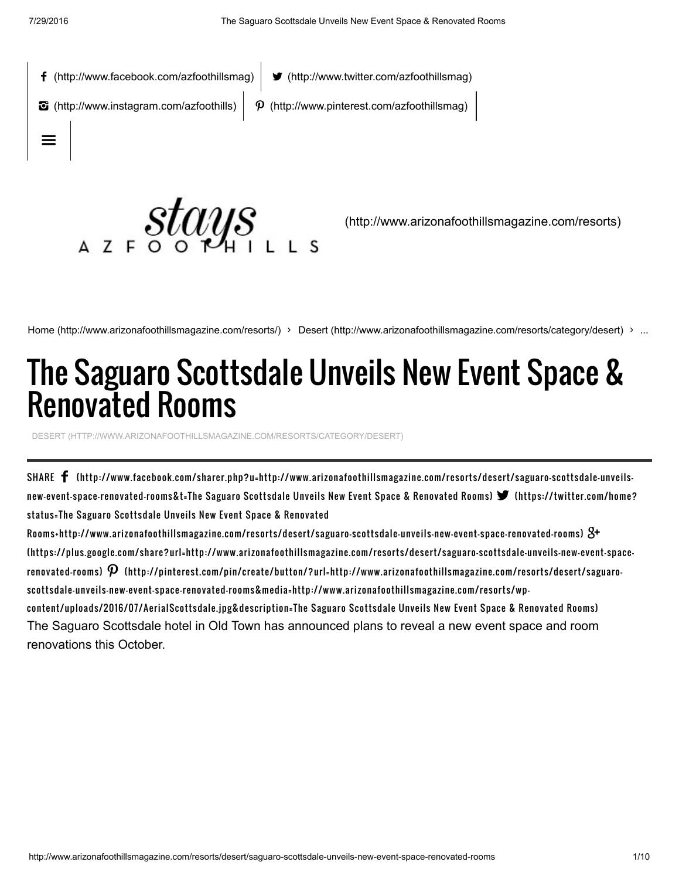(http://www.facebook.com/azfoothillsmag)  (http://www.twitter.com/azfoothillsmag)

 (http://www.instagram.com/azfoothills)  (http://www.pinterest.com/azfoothillsmag)

stays AZFOOTHILLS (http://www.arizonafoothillsmagazine.com/resorts)

Home (http://www.arizonafoothillsmagazine.com/resorts/) › Desert (http://www.arizonafoothillsmagazine.com/resorts/category/desert) › ...

# The Saguaro Scottsdale Unveils New Event Space & Renovated Rooms

DESERT (HTTP://WWW.ARIZONAFOOTHILLSMAGAZINE.COM/RESORTS/CATEGORY/DESERT)

SHARE (http://www.facebook.com/sharer.php?u=http://www.arizonafoothillsmagazine.com/resorts/desert/saguaro-scottsdale-unveils-new-event-space-renovated-rooms&t=The Saguaro Scottsdale Unveils New Event Space & Renovated Rooms) (https://twitter.com/home?status=The Saguaro Scottsdale Unveils New Event Space & Renovated Rooms+http://www.arizonafoothillsmagazine.com/resorts/desert/saguaro-scottsdale-unveils-new-event-space-renovated-rooms) (https://plus.google.com/share?url=http://www.arizonafoothillsmagazine.com/resorts/desert/saguaro-scottsdale-unveils-new-event-space-renovated-rooms) (http://pinterest.com/pin/create/button/?url=http://www.arizonafoothillsmagazine.com/resorts/desert/saguaro-scottsdale-unveils-new-event-space-renovated-rooms&media=http://www.arizonafoothillsmagazine.com/resorts/wp-content/uploads/2016/07/AerialScottsdale.jpg&description=The Saguaro Scottsdale Unveils New Event Space & Renovated Rooms)

The Saguaro Scottsdale hotel in Old Town has announced plans to reveal a new event space and room renovations this October.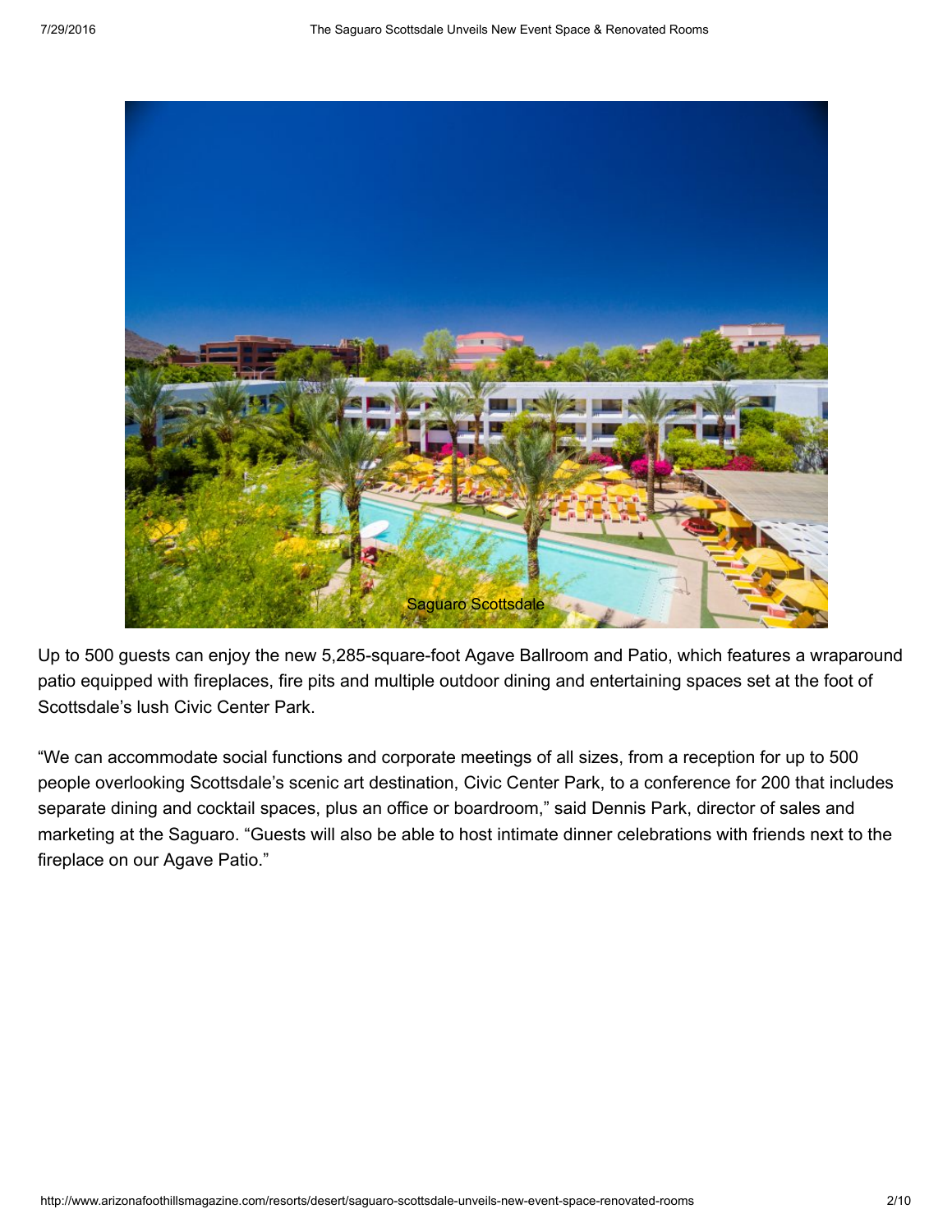Saguaro Scottsdale

Up to 500 guests can enjoy the new 5,285-square-foot Agave Ballroom and Patio, which features a wraparound patio equipped with fireplaces, fire pits and multiple outdoor dining and entertaining spaces set at the foot of Scottsdale's lush Civic Center Park.

"We can accommodate social functions and corporate meetings of all sizes, from a reception for up to 500 people overlooking Scottsdale's scenic art destination, Civic Center Park, to a conference for 200 that includes separate dining and cocktail spaces, plus an office or boardroom," said Dennis Park, director of sales and marketing at the Saguaro. "Guests will also be able to host intimate dinner celebrations with friends next to the fireplace on our Agave Patio."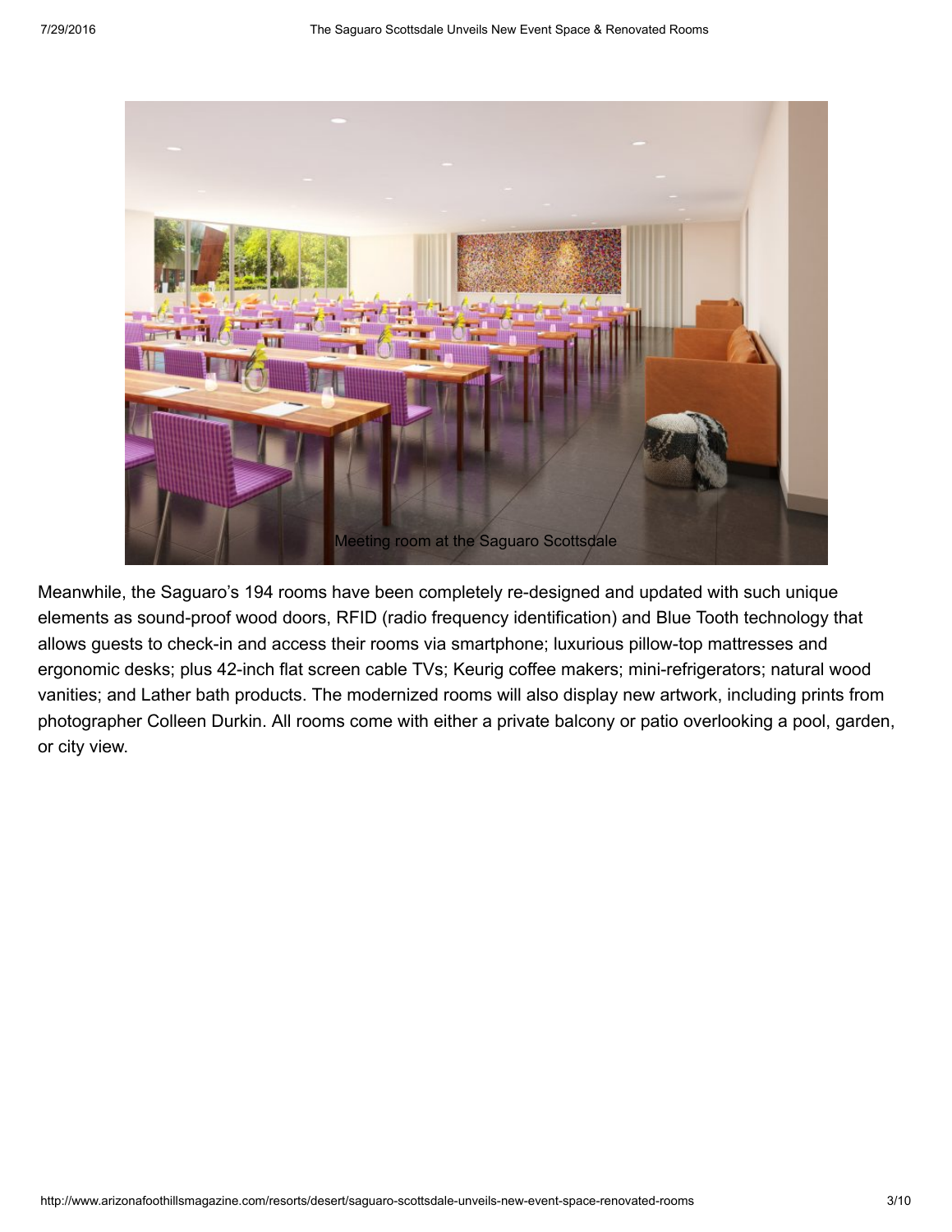Meeting room at the Saguaro Scottsdale

Meanwhile, the Saguaro's 194 rooms have been completely re-designed and updated with such unique elements as sound-proof wood doors, RFID (radio frequency identification) and Blue Tooth technology that allows guests to check-in and access their rooms via smartphone; luxurious pillow-top mattresses and ergonomic desks; plus 42-inch flat screen cable TVs; Keurig coffee makers; mini-refrigerators; natural wood vanities; and Lather bath products. The modernized rooms will also display new artwork, including prints from photographer Colleen Durkin. All rooms come with either a private balcony or patio overlooking a pool, garden, or city view.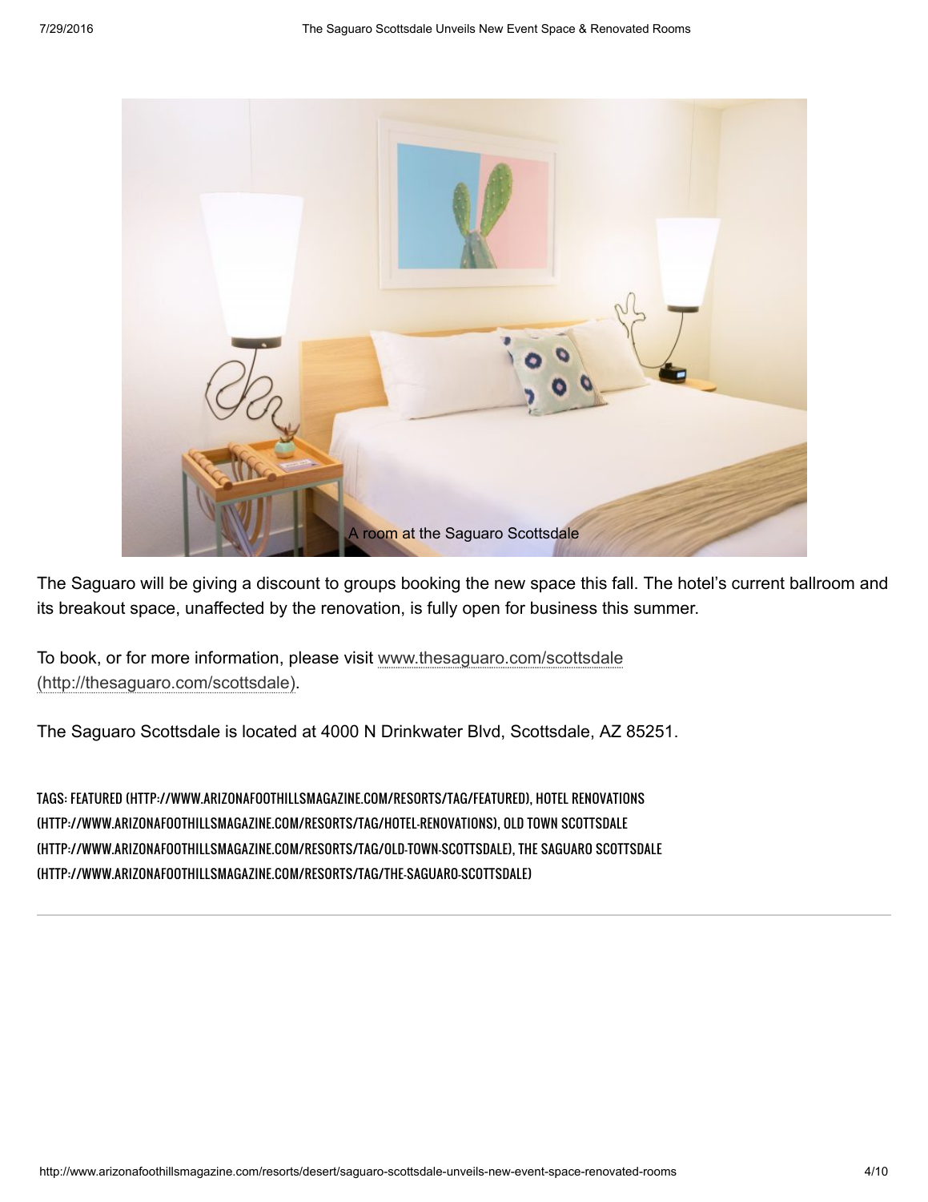A room at the Saguaro Scottsdale

The Saguaro will be giving a discount to groups booking the new space this fall. The hotel's current ballroom and its breakout space, unaffected by the renovation, is fully open for business this summer.

To book, or for more information, please visit www.thesaguaro.com/scottsdale (http://thesaguaro.com/scottsdale).

The Saguaro Scottsdale is located at 4000 N Drinkwater Blvd, Scottsdale, AZ 85251.

TAGS: FEATURED (HTTP://WWW.ARIZONAFOOTHILLSMAGAZINE.COM/RESORTS/TAG/FEATURED), HOTEL RENOVATIONS (HTTP://WWW.ARIZONAFOOTHILLSMAGAZINE.COM/RESORTS/TAG/HOTEL-RENOVATIONS), OLD TOWN SCOTTSDALE (HTTP://WWW.ARIZONAFOOTHILLSMAGAZINE.COM/RESORTS/TAG/OLD-TOWN-SCOTTSDALE), THE SAGUARO SCOTTSDALE (HTTP://WWW.ARIZONAFOOTHILLSMAGAZINE.COM/RESORTS/TAG/THE-SAGUARO-SCOTTSDALE)